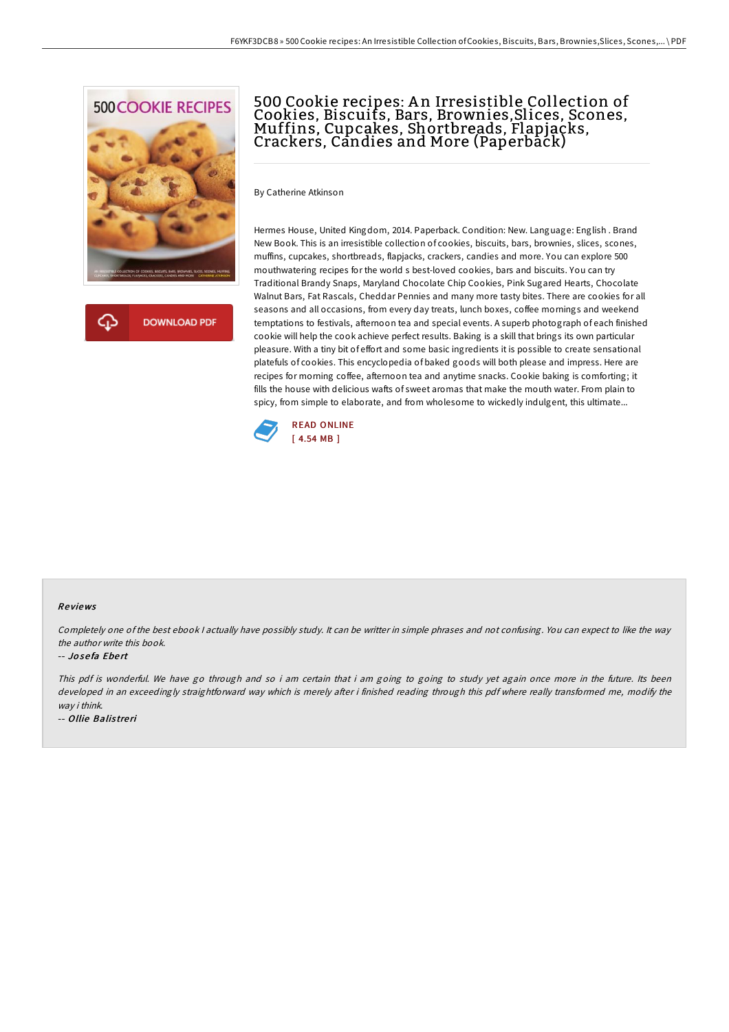# 500 Cookie recipes: An Irresistible Collection of Cookies, Biscuits, Bars, Brownies,Slices, Scones, Muffins, Cupcakes, Shortbreads, Flapjacks, Crackers, Candies and More (Paperback)

By Catherine Atkinson

Hermes House, United Kingdom, 2014. Paperback. Condition: New. Language: English . Brand New Book. This is an irresistible collection of cookies, biscuits, bars, brownies, slices, scones, muffins, cupcakes, shortbreads, flapjacks, crackers, candies and more. You can explore 500 mouthwatering recipes for the world s best-loved cookies, bars and biscuits. You can try Traditional Brandy Snaps, Maryland Chocolate Chip Cookies, Pink Sugared Hearts, Chocolate Walnut Bars, Fat Rascals, Cheddar Pennies and many more tasty bites. There are cookies for all seasons and all occasions, from every day treats, lunch boxes, coffee mornings and weekend temptations to festivals, afternoon tea and special events. A superb photograph of each finished cookie will help the cook achieve perfect results. Baking is a skill that brings its own particular pleasure. With a tiny bit of effort and some basic ingredients it is possible to create sensational platefuls of cookies. This encyclopedia of baked goods will both please and impress. Here are recipes for morning coffee, afternoon tea and anytime snacks. Cookie baking is comforting; it fills the house with delicious wafts of sweet aromas that make the mouth water. From plain to spicy, from simple to elaborate, and from wholesome to wickedly indulgent, this ultimate...

READ ONLINE
[ 4.54 MB ]

## Reviews

*Completely one of the best ebook I actually have possibly study. It can be writter in simple phrases and not confusing. You can expect to like the way the author write this book.*

-- *Josefa Ebert*

*This pdf is wonderful. We have go through and so i am certain that i am going to going to study yet again once more in the future. Its been developed in an exceedingly straightforward way which is merely after i finished reading through this pdf where really transformed me, modify the way i think.*

-- *Ollie Balistreri*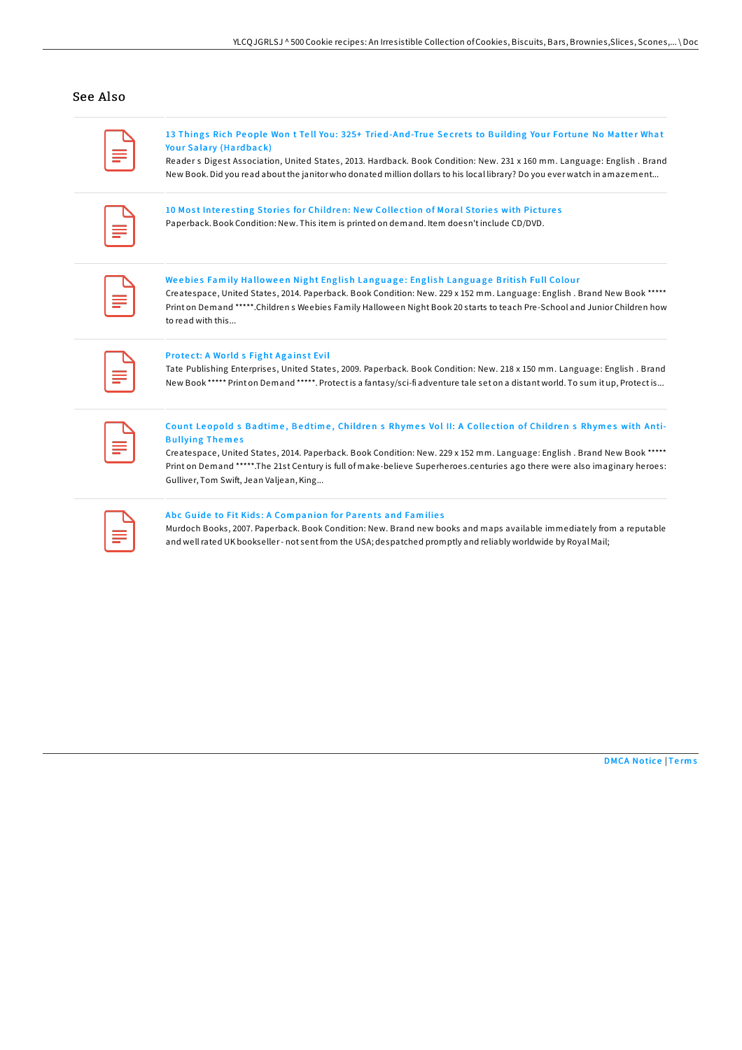## See Also

**13 Things Rich People Won t Tell You: 325+ Tried-And-True Secrets to Building Your Fortune No Matter What Your Salary (Hardback)**

Reader s Digest Association, United States, 2013. Hardback. Book Condition: New. 231 x 160 mm. Language: English . Brand New Book. Did you read about the janitor who donated million dollars to his local library? Do you ever watch in amazement...

**10 Most Interesting Stories for Children: New Collection of Moral Stories with Pictures**

Paperback. Book Condition: New. This item is printed on demand. Item doesn't include CD/DVD.

**Weebies Family Halloween Night English Language: English Language British Full Colour**

Createspace, United States, 2014. Paperback. Book Condition: New. 229 x 152 mm. Language: English . Brand New Book ***** Print on Demand *****.Children s Weebies Family Halloween Night Book 20 starts to teach Pre-School and Junior Children how to read with this...

**Protect: A World s Fight Against Evil**

Tate Publishing Enterprises, United States, 2009. Paperback. Book Condition: New. 218 x 150 mm. Language: English . Brand New Book ***** Print on Demand *****. Protect is a fantasy/sci-fi adventure tale set on a distant world. To sum it up, Protect is...

**Count Leopold s Badtime, Bedtime, Children s Rhymes Vol II: A Collection of Children s Rhymes with Anti-Bullying Themes**

Createspace, United States, 2014. Paperback. Book Condition: New. 229 x 152 mm. Language: English . Brand New Book ***** Print on Demand *****.The 21st Century is full of make-believe Superheroes.centuries ago there were also imaginary heroes: Gulliver, Tom Swift, Jean Valjean, King...

**Abc Guide to Fit Kids: A Companion for Parents and Families**

Murdoch Books, 2007. Paperback. Book Condition: New. Brand new books and maps available immediately from a reputable and well rated UK bookseller - not sent from the USA; despatched promptly and reliably worldwide by Royal Mail;

DMCA Notice | Terms